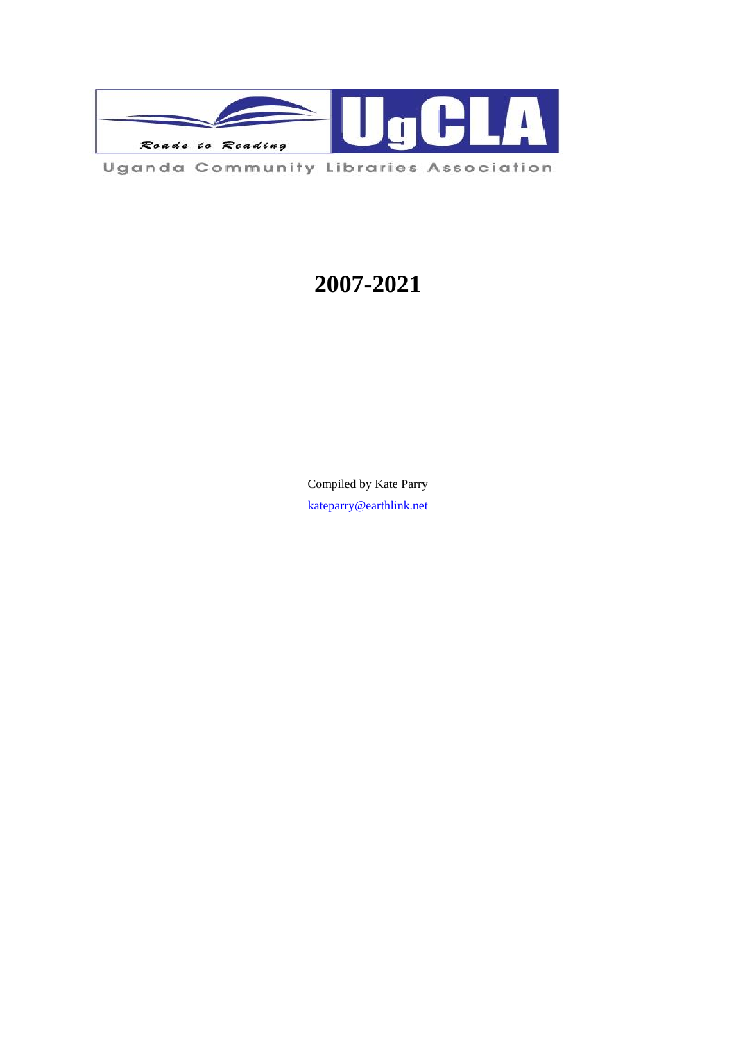Roads to Reading

UgCLA

Uganda Community Libraries Association

# 2007-2021

Compiled by Kate Parry

kateparry@earthlink.net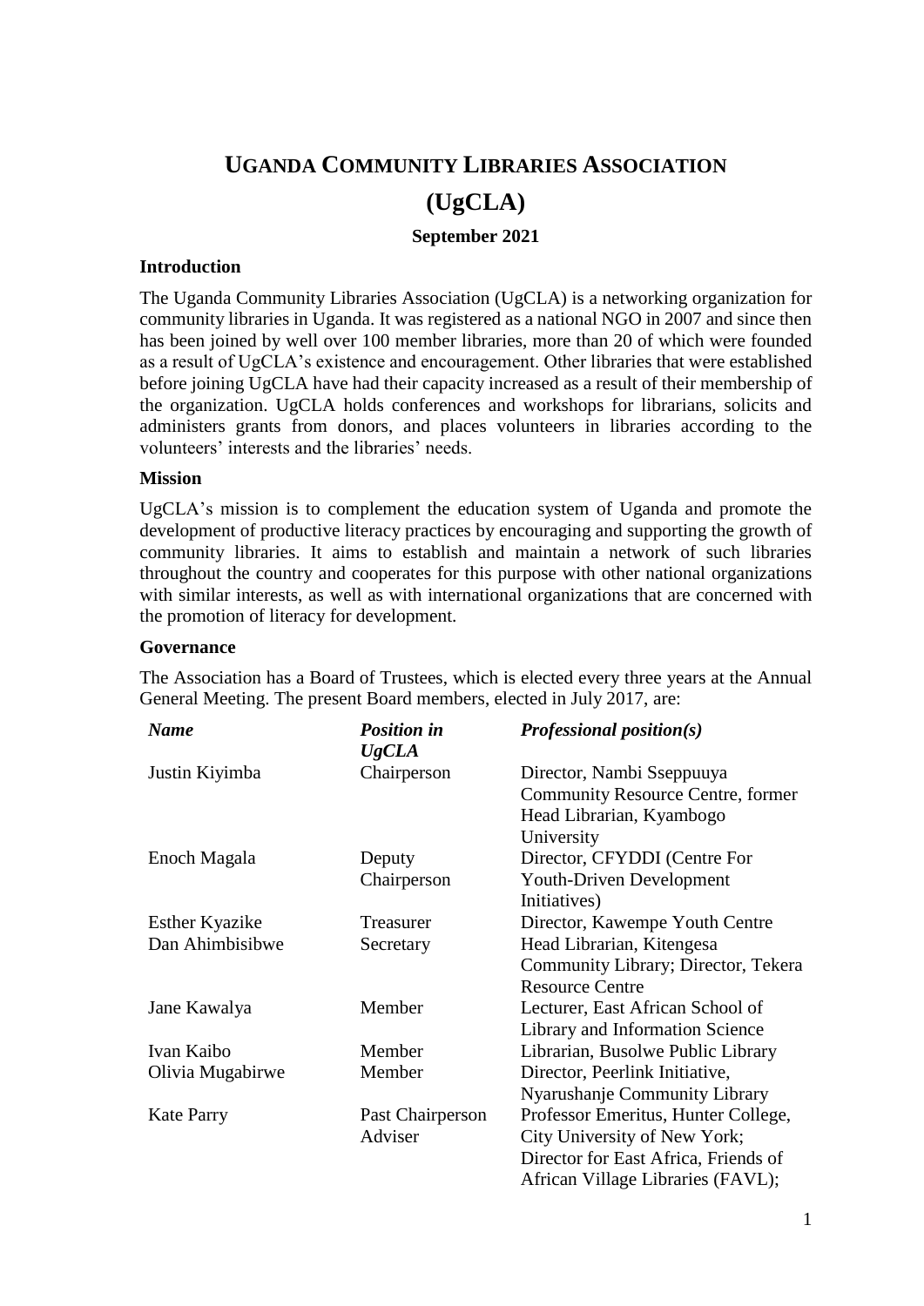# UGANDA COMMUNITY LIBRARIES ASSOCIATION (UgCLA)

**September 2021**

### Introduction

The Uganda Community Libraries Association (UgCLA) is a networking organization for community libraries in Uganda. It was registered as a national NGO in 2007 and since then has been joined by well over 100 member libraries, more than 20 of which were founded as a result of UgCLA's existence and encouragement. Other libraries that were established before joining UgCLA have had their capacity increased as a result of their membership of the organization. UgCLA holds conferences and workshops for librarians, solicits and administers grants from donors, and places volunteers in libraries according to the volunteers' interests and the libraries' needs.

### Mission

UgCLA's mission is to complement the education system of Uganda and promote the development of productive literacy practices by encouraging and supporting the growth of community libraries. It aims to establish and maintain a network of such libraries throughout the country and cooperates for this purpose with other national organizations with similar interests, as well as with international organizations that are concerned with the promotion of literacy for development.

### Governance

The Association has a Board of Trustees, which is elected every three years at the Annual General Meeting. The present Board members, elected in July 2017, are:

| *Name* | *Position in UgCLA* | *Professional position(s)* |
|---|---|---|
| Justin Kiyimba | Chairperson | Director, Nambi Sseppuuya Community Resource Centre, former Head Librarian, Kyambogo University |
| Enoch Magala | Deputy Chairperson | Director, CFYDDI (Centre For Youth-Driven Development Initiatives) |
| Esther Kyazike | Treasurer | Director, Kawempe Youth Centre |
| Dan Ahimbisibwe | Secretary | Head Librarian, Kitengesa Community Library; Director, Tekera Resource Centre |
| Jane Kawalya | Member | Lecturer, East African School of Library and Information Science |
| Ivan Kaibo | Member | Librarian, Busolwe Public Library |
| Olivia Mugabirwe | Member | Director, Peerlink Initiative, Nyarushanje Community Library |
| Kate Parry | Past Chairperson Adviser | Professor Emeritus, Hunter College, City University of New York; Director for East Africa, Friends of African Village Libraries (FAVL); |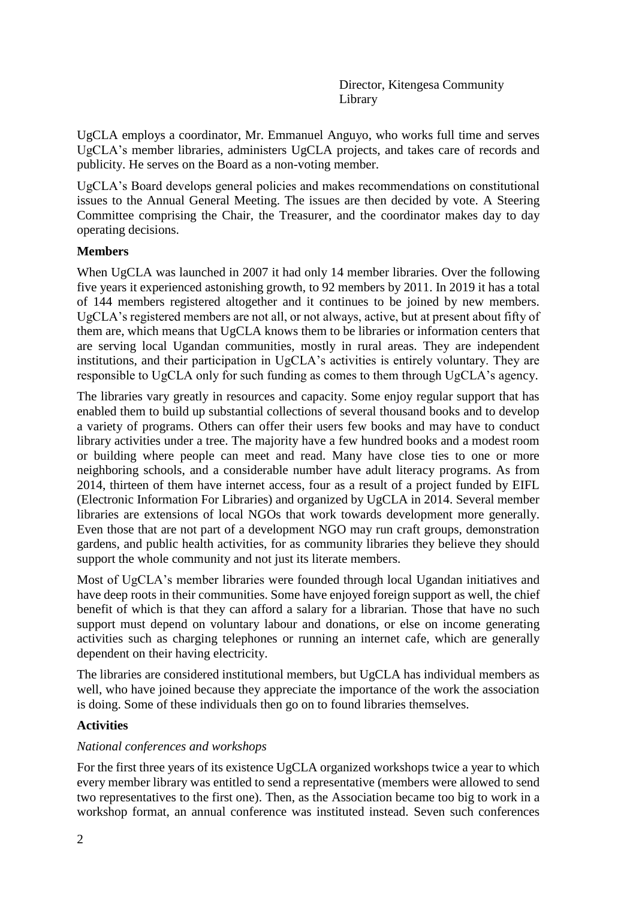Director, Kitengesa Community Library

UgCLA employs a coordinator, Mr. Emmanuel Anguyo, who works full time and serves UgCLA's member libraries, administers UgCLA projects, and takes care of records and publicity. He serves on the Board as a non-voting member.

UgCLA's Board develops general policies and makes recommendations on constitutional issues to the Annual General Meeting. The issues are then decided by vote. A Steering Committee comprising the Chair, the Treasurer, and the coordinator makes day to day operating decisions.

**Members**

When UgCLA was launched in 2007 it had only 14 member libraries. Over the following five years it experienced astonishing growth, to 92 members by 2011. In 2019 it has a total of 144 members registered altogether and it continues to be joined by new members. UgCLA's registered members are not all, or not always, active, but at present about fifty of them are, which means that UgCLA knows them to be libraries or information centers that are serving local Ugandan communities, mostly in rural areas. They are independent institutions, and their participation in UgCLA's activities is entirely voluntary. They are responsible to UgCLA only for such funding as comes to them through UgCLA's agency.

The libraries vary greatly in resources and capacity. Some enjoy regular support that has enabled them to build up substantial collections of several thousand books and to develop a variety of programs. Others can offer their users few books and may have to conduct library activities under a tree. The majority have a few hundred books and a modest room or building where people can meet and read. Many have close ties to one or more neighboring schools, and a considerable number have adult literacy programs. As from 2014, thirteen of them have internet access, four as a result of a project funded by EIFL (Electronic Information For Libraries) and organized by UgCLA in 2014. Several member libraries are extensions of local NGOs that work towards development more generally. Even those that are not part of a development NGO may run craft groups, demonstration gardens, and public health activities, for as community libraries they believe they should support the whole community and not just its literate members.

Most of UgCLA's member libraries were founded through local Ugandan initiatives and have deep roots in their communities. Some have enjoyed foreign support as well, the chief benefit of which is that they can afford a salary for a librarian. Those that have no such support must depend on voluntary labour and donations, or else on income generating activities such as charging telephones or running an internet cafe, which are generally dependent on their having electricity.

The libraries are considered institutional members, but UgCLA has individual members as well, who have joined because they appreciate the importance of the work the association is doing. Some of these individuals then go on to found libraries themselves.

**Activities**

*National conferences and workshops*

For the first three years of its existence UgCLA organized workshops twice a year to which every member library was entitled to send a representative (members were allowed to send two representatives to the first one). Then, as the Association became too big to work in a workshop format, an annual conference was instituted instead. Seven such conferences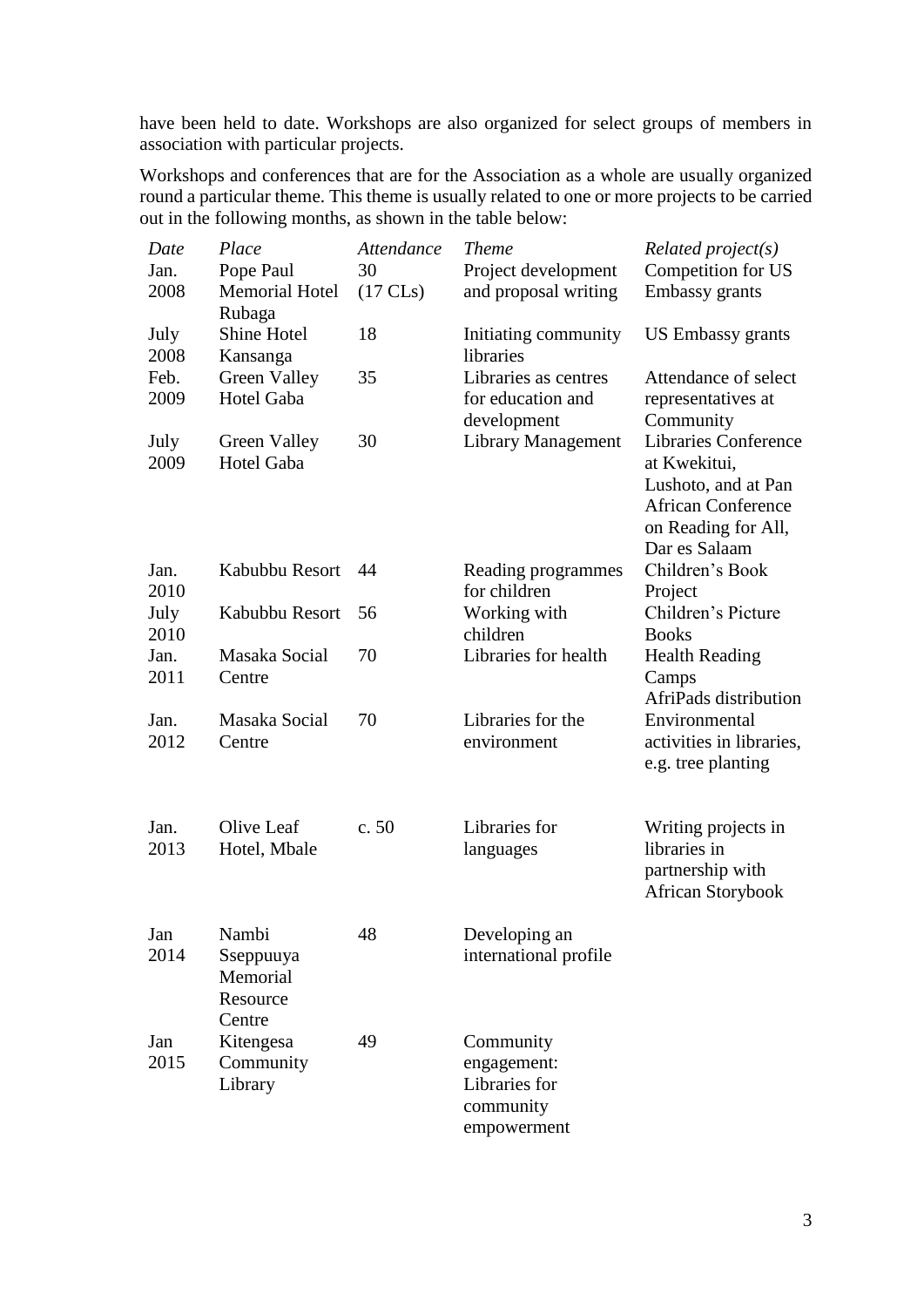have been held to date. Workshops are also organized for select groups of members in association with particular projects.

Workshops and conferences that are for the Association as a whole are usually organized round a particular theme. This theme is usually related to one or more projects to be carried out in the following months, as shown in the table below:

| *Date* | *Place* | *Attendance* | *Theme* | *Related project(s)* |
|---|---|---|---|---|
| Jan. 2008 | Pope Paul Memorial Hotel Rubaga | 30 (17 CLs) | Project development and proposal writing | Competition for US Embassy grants |
| July 2008 | Shine Hotel Kansanga | 18 | Initiating community libraries | US Embassy grants |
| Feb. 2009 | Green Valley Hotel Gaba | 35 | Libraries as centres for education and development | Attendance of select representatives at Community |
| July 2009 | Green Valley Hotel Gaba | 30 | Library Management | Libraries Conference at Kwekitui, Lushoto, and at Pan African Conference on Reading for All, Dar es Salaam |
| Jan. 2010 | Kabubbu Resort | 44 | Reading programmes for children | Children's Book Project |
| July 2010 | Kabubbu Resort | 56 | Working with children | Children's Picture Books |
| Jan. 2011 | Masaka Social Centre | 70 | Libraries for health | Health Reading Camps AfriPads distribution |
| Jan. 2012 | Masaka Social Centre | 70 | Libraries for the environment | Environmental activities in libraries, e.g. tree planting |
| Jan. 2013 | Olive Leaf Hotel, Mbale | c. 50 | Libraries for languages | Writing projects in libraries in partnership with African Storybook |
| Jan 2014 | Nambi Sseppuuya Memorial Resource Centre | 48 | Developing an international profile | |
| Jan 2015 | Kitengesa Community Library | 49 | Community engagement: Libraries for community empowerment | |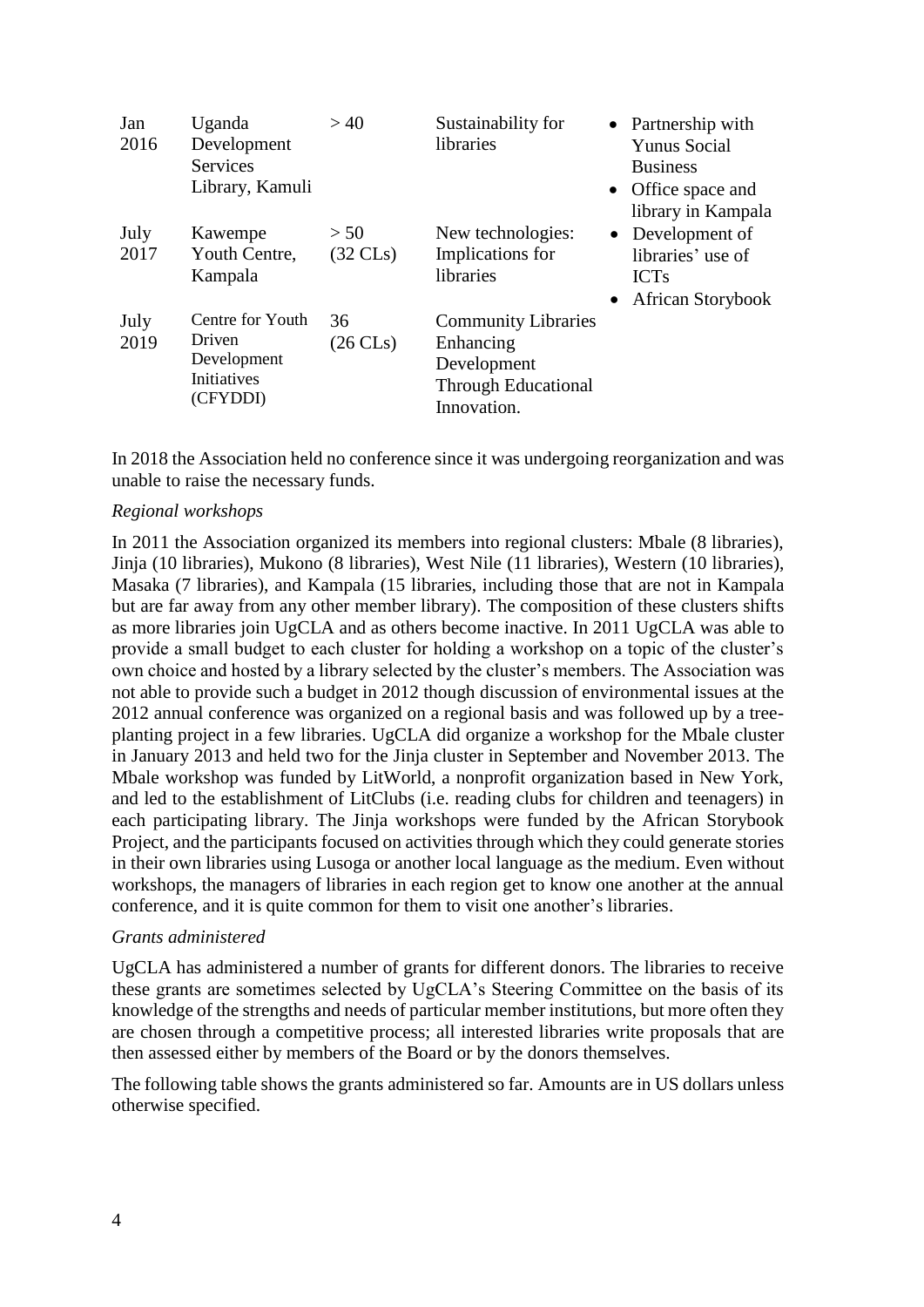| | | | | |
|---|---|---|---|---|
| Jan 2016 | Uganda Development Services Library, Kamuli | > 40 | Sustainability for libraries | • Partnership with Yunus Social Business<br>• Office space and library in Kampala |
| July 2017 | Kawempe Youth Centre, Kampala | > 50 (32 CLs) | New technologies: Implications for libraries | • Development of libraries' use of ICTs<br>• African Storybook |
| July 2019 | Centre for Youth Driven Development Initiatives (CFYDDI) | 36 (26 CLs) | Community Libraries Enhancing Development Through Educational Innovation. | |

In 2018 the Association held no conference since it was undergoing reorganization and was unable to raise the necessary funds.

*Regional workshops*

In 2011 the Association organized its members into regional clusters: Mbale (8 libraries), Jinja (10 libraries), Mukono (8 libraries), West Nile (11 libraries), Western (10 libraries), Masaka (7 libraries), and Kampala (15 libraries, including those that are not in Kampala but are far away from any other member library). The composition of these clusters shifts as more libraries join UgCLA and as others become inactive. In 2011 UgCLA was able to provide a small budget to each cluster for holding a workshop on a topic of the cluster's own choice and hosted by a library selected by the cluster's members. The Association was not able to provide such a budget in 2012 though discussion of environmental issues at the 2012 annual conference was organized on a regional basis and was followed up by a tree-planting project in a few libraries. UgCLA did organize a workshop for the Mbale cluster in January 2013 and held two for the Jinja cluster in September and November 2013. The Mbale workshop was funded by LitWorld, a nonprofit organization based in New York, and led to the establishment of LitClubs (i.e. reading clubs for children and teenagers) in each participating library. The Jinja workshops were funded by the African Storybook Project, and the participants focused on activities through which they could generate stories in their own libraries using Lusoga or another local language as the medium. Even without workshops, the managers of libraries in each region get to know one another at the annual conference, and it is quite common for them to visit one another's libraries.

*Grants administered*

UgCLA has administered a number of grants for different donors. The libraries to receive these grants are sometimes selected by UgCLA's Steering Committee on the basis of its knowledge of the strengths and needs of particular member institutions, but more often they are chosen through a competitive process; all interested libraries write proposals that are then assessed either by members of the Board or by the donors themselves.

The following table shows the grants administered so far. Amounts are in US dollars unless otherwise specified.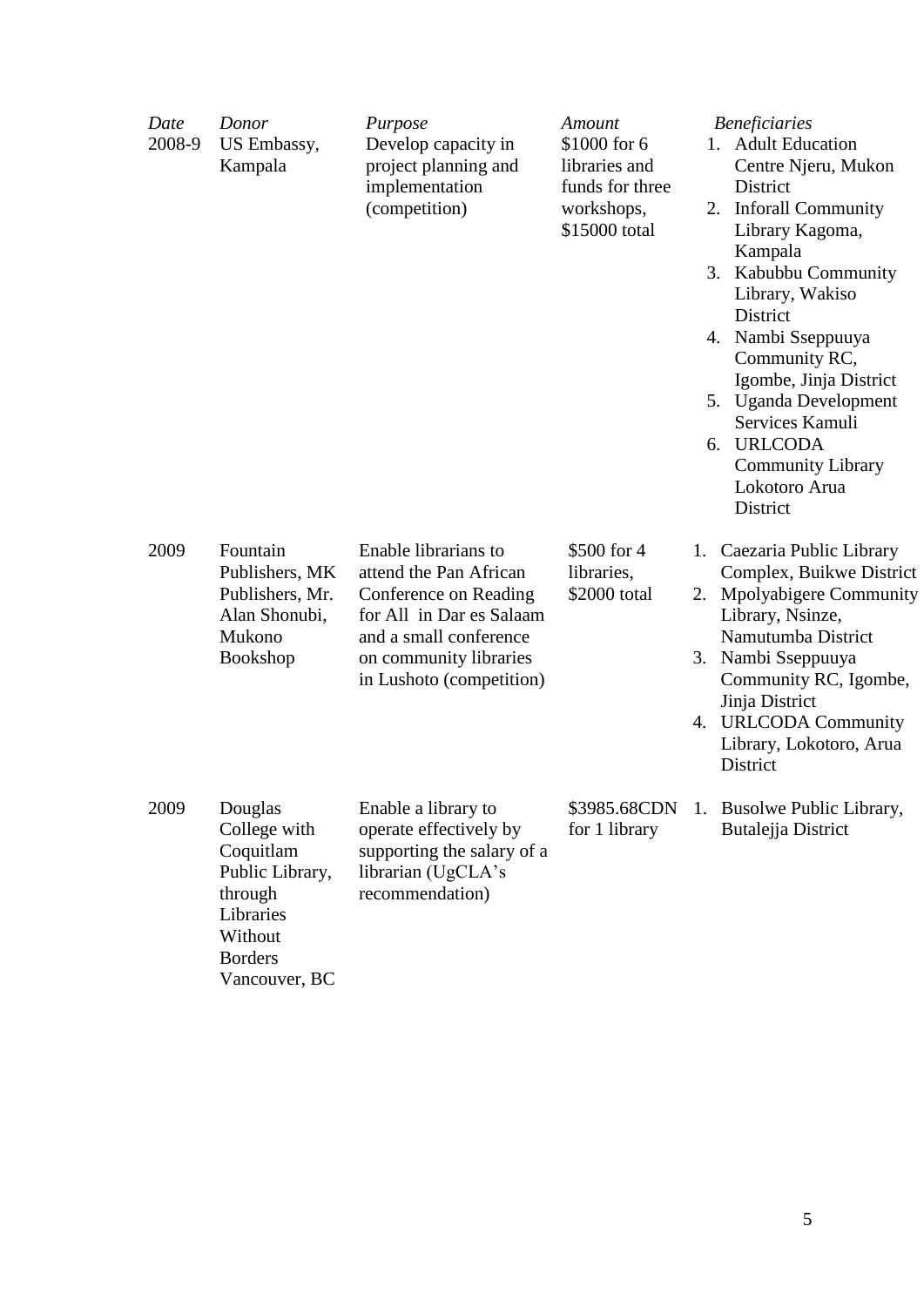| *Date* | *Donor* | *Purpose* | *Amount* | *Beneficiaries* |
|---|---|---|---|---|
| 2008-9 | US Embassy, Kampala | Develop capacity in project planning and implementation (competition) | $1000 for 6 libraries and funds for three workshops, $15000 total | 1. Adult Education Centre Njeru, Mukon District<br>2. Inforall Community Library Kagoma, Kampala<br>3. Kabubbu Community Library, Wakiso District<br>4. Nambi Sseppuuya Community RC, Igombe, Jinja District<br>5. Uganda Development Services Kamuli<br>6. URLCODA Community Library Lokotoro Arua District |
| 2009 | Fountain Publishers, MK Publishers, Mr. Alan Shonubi, Mukono Bookshop | Enable librarians to attend the Pan African Conference on Reading for All in Dar es Salaam and a small conference on community libraries in Lushoto (competition) | $500 for 4 libraries, $2000 total | 1. Caezaria Public Library Complex, Buikwe District<br>2. Mpolyabigere Community Library, Nsinze, Namutumba District<br>3. Nambi Sseppuuya Community RC, Igombe, Jinja District<br>4. URLCODA Community Library, Lokotoro, Arua District |
| 2009 | Douglas College with Coquitlam Public Library, through Libraries Without Borders Vancouver, BC | Enable a library to operate effectively by supporting the salary of a librarian (UgCLA's recommendation) | $3985.68CDN for 1 library | 1. Busolwe Public Library, Butalejja District |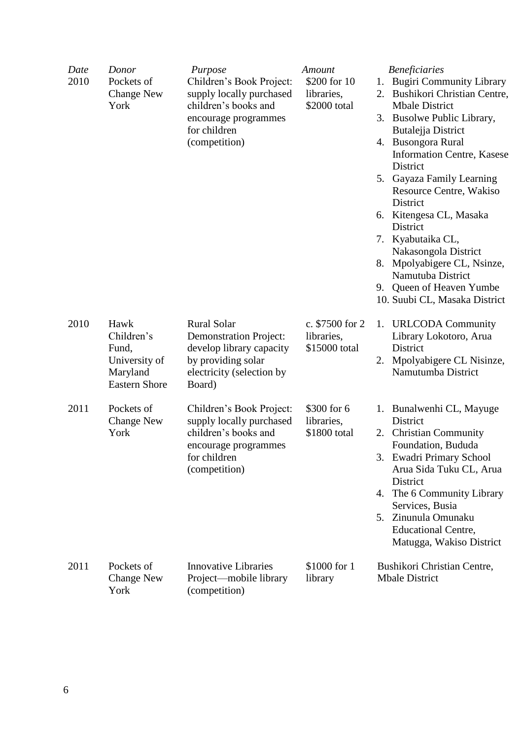| *Date* | *Donor* | *Purpose* | *Amount* | *Beneficiaries* |
|---|---|---|---|---|
| 2010 | Pockets of Change New York | Children's Book Project: supply locally purchased children's books and encourage programmes for children (competition) | $200 for 10 libraries, $2000 total | 1. Bugiri Community Library<br>2. Bushikori Christian Centre, Mbale District<br>3. Busolwe Public Library, Butalejja District<br>4. Busongora Rural Information Centre, Kasese District<br>5. Gayaza Family Learning Resource Centre, Wakiso District<br>6. Kitengesa CL, Masaka District<br>7. Kyabutaika CL, Nakasongola District<br>8. Mpolyabigere CL, Nsinze, Namutuba District<br>9. Queen of Heaven Yumbe<br>10. Suubi CL, Masaka District |
| 2010 | Hawk Children's Fund, University of Maryland Eastern Shore | Rural Solar Demonstration Project: develop library capacity by providing solar electricity (selection by Board) | c. $7500 for 2 libraries, $15000 total | 1. URLCODA Community Library Lokotoro, Arua District<br>2. Mpolyabigere CL Nisinze, Namutumba District |
| 2011 | Pockets of Change New York | Children's Book Project: supply locally purchased children's books and encourage programmes for children (competition) | $300 for 6 libraries, $1800 total | 1. Bunalwenhi CL, Mayuge District<br>2. Christian Community Foundation, Bududa<br>3. Ewadri Primary School Arua Sida Tuku CL, Arua District<br>4. The 6 Community Library Services, Busia<br>5. Zinunula Omunaku Educational Centre, Matugga, Wakiso District |
| 2011 | Pockets of Change New York | Innovative Libraries Project—mobile library (competition) | $1000 for 1 library | Bushikori Christian Centre, Mbale District |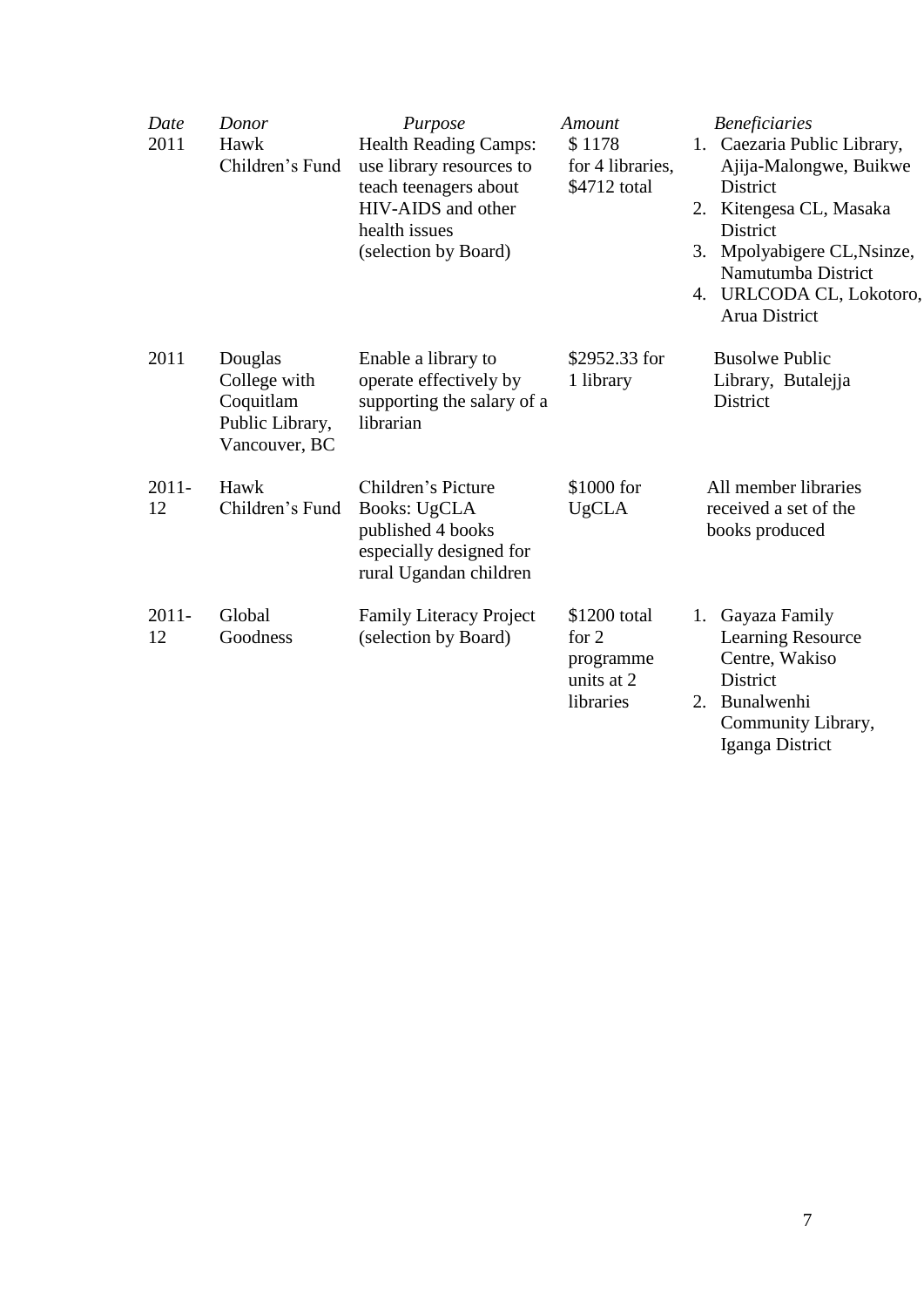| *Date* | *Donor* | *Purpose* | *Amount* | *Beneficiaries* |
|---|---|---|---|---|
| 2011 | Hawk Children's Fund | Health Reading Camps: use library resources to teach teenagers about HIV-AIDS and other health issues (selection by Board) | $ 1178 for 4 libraries, $4712 total | 1. Caezaria Public Library, Ajija-Malongwe, Buikwe District<br>2. Kitengesa CL, Masaka District<br>3. Mpolyabigere CL,Nsinze, Namutumba District<br>4. URLCODA CL, Lokotoro, Arua District |
| 2011 | Douglas College with Coquitlam Public Library, Vancouver, BC | Enable a library to operate effectively by supporting the salary of a librarian | $2952.33 for 1 library | Busolwe Public Library, Butalejja District |
| 2011-12 | Hawk Children's Fund | Children's Picture Books: UgCLA published 4 books especially designed for rural Ugandan children | $1000 for UgCLA | All member libraries received a set of the books produced |
| 2011-12 | Global Goodness | Family Literacy Project (selection by Board) | $1200 total for 2 programme units at 2 libraries | 1. Gayaza Family Learning Resource Centre, Wakiso District<br>2. Bunalwenhi Community Library, Iganga District |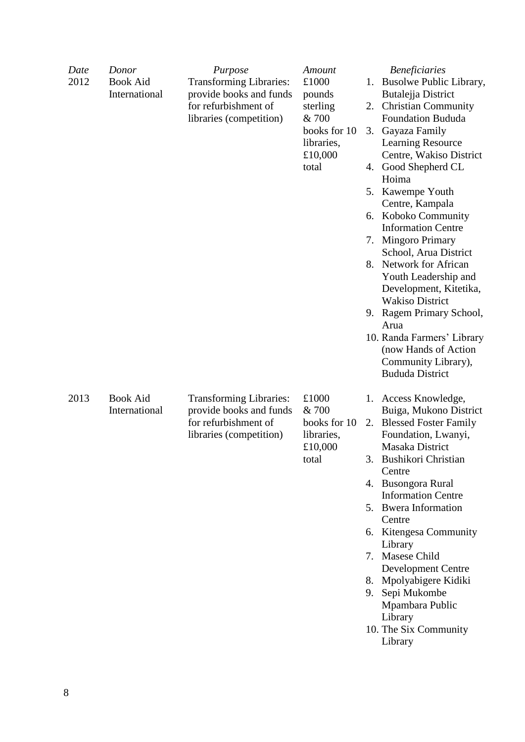| *Date* | *Donor* | *Purpose* | *Amount* | *Beneficiaries* |
|---|---|---|---|---|
| 2012 | Book Aid International | Transforming Libraries: provide books and funds for refurbishment of libraries (competition) | £1000 pounds sterling & 700 books for 10 libraries, £10,000 total | 1. Busolwe Public Library, Butalejja District<br>2. Christian Community Foundation Bududa<br>3. Gayaza Family Learning Resource Centre, Wakiso District<br>4. Good Shepherd CL Hoima<br>5. Kawempe Youth Centre, Kampala<br>6. Koboko Community Information Centre<br>7. Mingoro Primary School, Arua District<br>8. Network for African Youth Leadership and Development, Kitetika, Wakiso District<br>9. Ragem Primary School, Arua<br>10. Randa Farmers' Library (now Hands of Action Community Library), Bududa District |
| 2013 | Book Aid International | Transforming Libraries: provide books and funds for refurbishment of libraries (competition) | £1000 & 700 books for 10 libraries, £10,000 total | 1. Access Knowledge, Buiga, Mukono District<br>2. Blessed Foster Family Foundation, Lwanyi, Masaka District<br>3. Bushikori Christian Centre<br>4. Busongora Rural Information Centre<br>5. Bwera Information Centre<br>6. Kitengesa Community Library<br>7. Masese Child Development Centre<br>8. Mpolyabigere Kidiki<br>9. Sepi Mukombe Mpambara Public Library<br>10. The Six Community Library |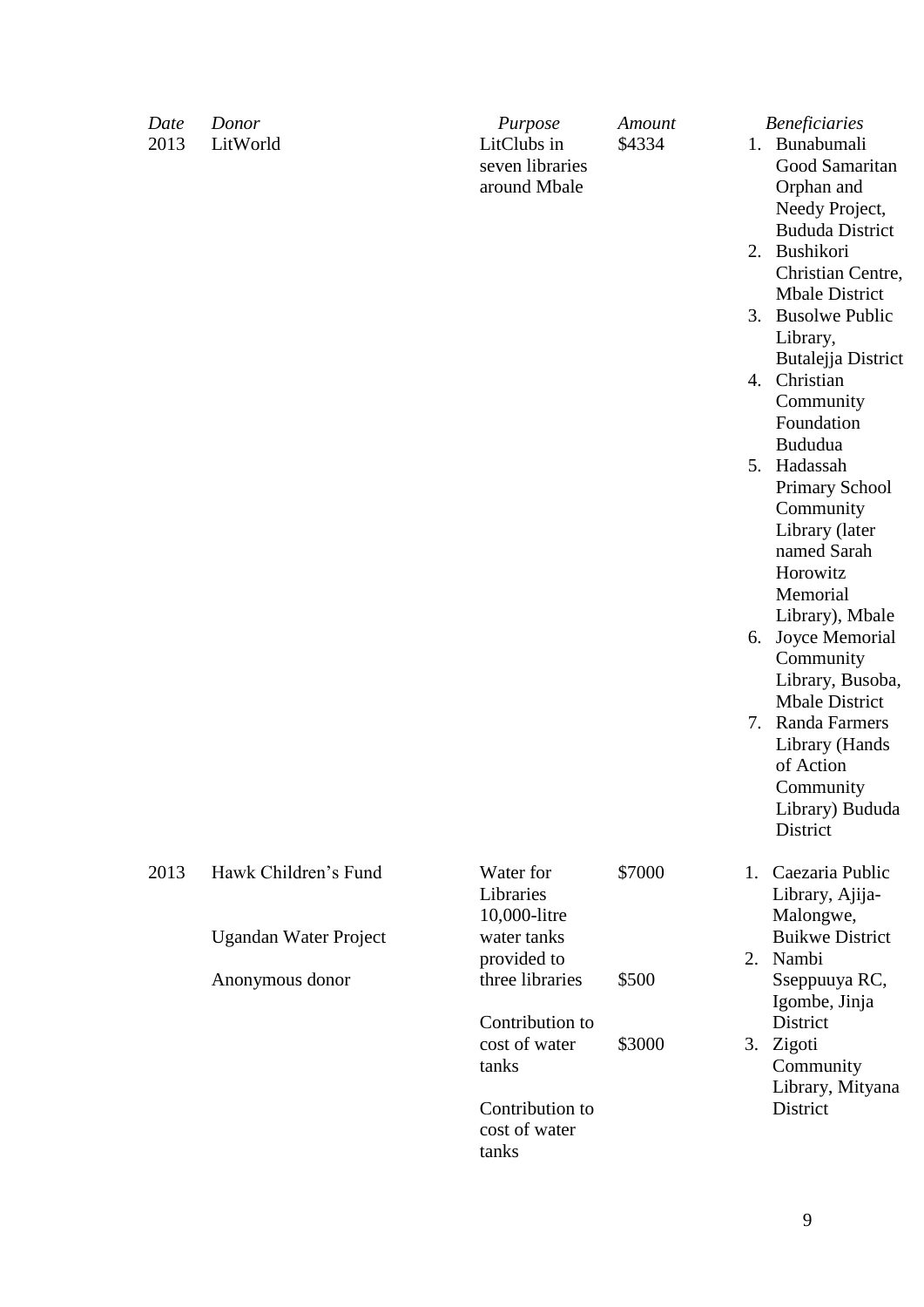| *Date* | *Donor* | *Purpose* | *Amount* | *Beneficiaries* |
|---|---|---|---|---|
| 2013 | LitWorld | LitClubs in seven libraries around Mbale | $4334 | 1. Bunabumali Good Samaritan Orphan and Needy Project, Bududa District<br>2. Bushikori Christian Centre, Mbale District<br>3. Busolwe Public Library, Butalejja District<br>4. Christian Community Foundation Bududua<br>5. Hadassah Primary School Community Library (later named Sarah Horowitz Memorial Library), Mbale<br>6. Joyce Memorial Community Library, Busoba, Mbale District<br>7. Randa Farmers Library (Hands of Action Community Library) Bududa District |
| 2013 | Hawk Children's Fund | Water for Libraries 10,000-litre water tanks provided to three libraries | $7000 | 1. Caezaria Public Library, Ajija-Malongwe, Buikwe District<br>2. Nambi Sseppuuya RC, Igombe, Jinja District<br>3. Zigoti Community Library, Mityana District |
| | Ugandan Water Project | Contribution to cost of water tanks | $500 | |
| | Anonymous donor | Contribution to cost of water tanks | $3000 | |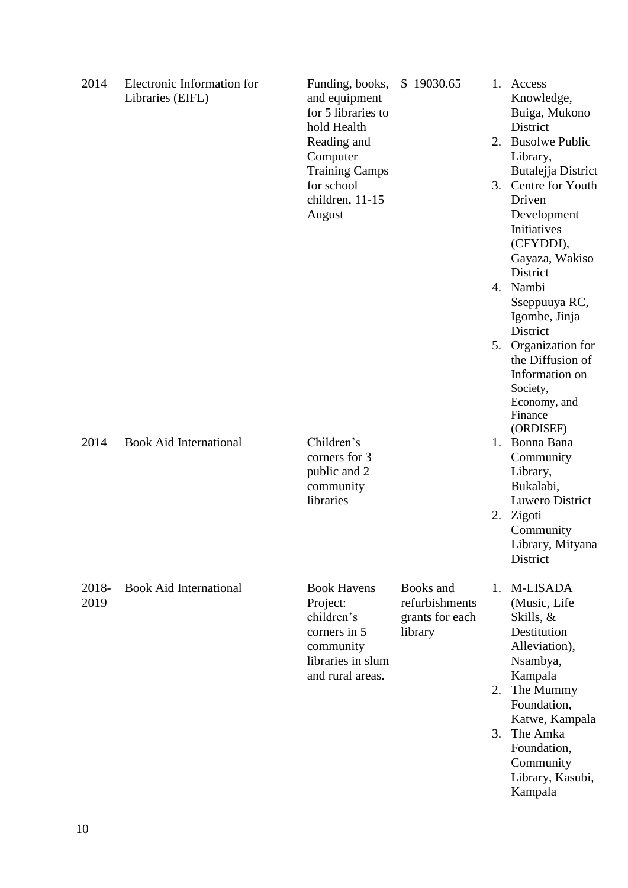| | | | | |
|---|---|---|---|---|
| 2014 | Electronic Information for Libraries (EIFL) | Funding, books, and equipment for 5 libraries to hold Health Reading and Computer Training Camps for school children, 11-15 August | $ 19030.65 | 1. Access Knowledge, Buiga, Mukono District<br>2. Busolwe Public Library, Butalejja District<br>3. Centre for Youth Driven Development Initiatives (CFYDDI), Gayaza, Wakiso District<br>4. Nambi Sseppuuya RC, Igombe, Jinja District<br>5. Organization for the Diffusion of Information on Society, Economy, and Finance (ORDISEF) |
| 2014 | Book Aid International | Children's corners for 3 public and 2 community libraries | | 1. Bonna Bana Community Library, Bukalabi, Luwero District<br>2. Zigoti Community Library, Mityana District |
| 2018-2019 | Book Aid International | Book Havens Project: children's corners in 5 community libraries in slum and rural areas. | Books and refurbishments grants for each library | 1. M-LISADA (Music, Life Skills, & Destitution Alleviation), Nsambya, Kampala<br>2. The Mummy Foundation, Katwe, Kampala<br>3. The Amka Foundation, Community Library, Kasubi, Kampala |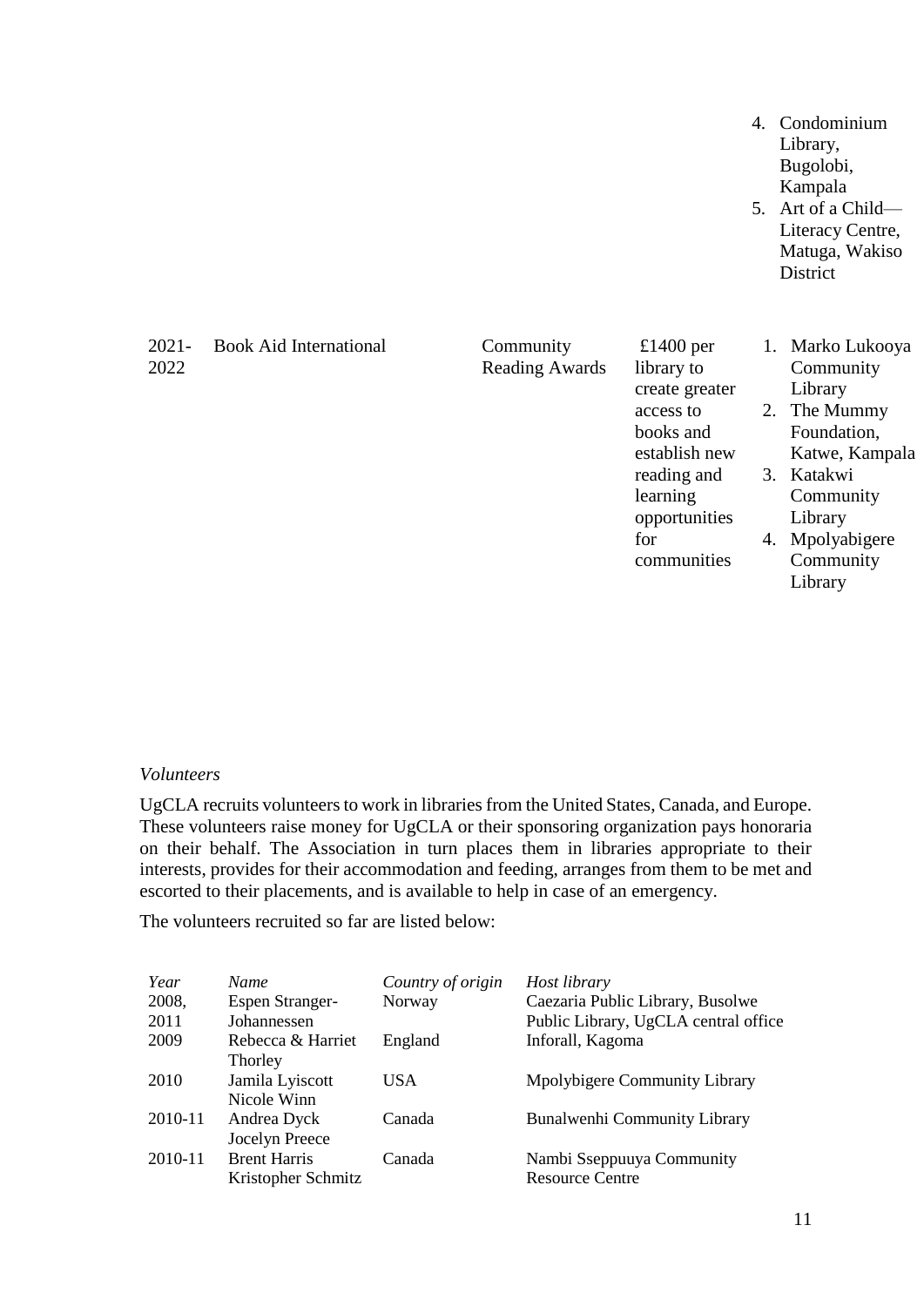| | | | | 4. Condominium Library, Bugolobi, Kampala<br>5. Art of a Child—Literacy Centre, Matuga, Wakiso District |
|---|---|---|---|---|
| 2021-2022 | Book Aid International | Community Reading Awards | £1400 per library to create greater access to books and establish new reading and learning opportunities for communities | 1. Marko Lukooya Community Library<br>2. The Mummy Foundation, Katwe, Kampala<br>3. Katakwi Community Library<br>4. Mpolyabigere Community Library |

*Volunteers*

UgCLA recruits volunteers to work in libraries from the United States, Canada, and Europe. These volunteers raise money for UgCLA or their sponsoring organization pays honoraria on their behalf. The Association in turn places them in libraries appropriate to their interests, provides for their accommodation and feeding, arranges from them to be met and escorted to their placements, and is available to help in case of an emergency.

The volunteers recruited so far are listed below:

| *Year* | *Name* | *Country of origin* | *Host library* |
|---|---|---|---|
| 2008, 2011 | Espen Stranger-Johannessen | Norway | Caezaria Public Library, Busolwe Public Library, UgCLA central office |
| 2009 | Rebecca & Harriet Thorley | England | Inforall, Kagoma |
| 2010 | Jamila Lyiscott<br>Nicole Winn | USA | Mpolybigere Community Library |
| 2010-11 | Andrea Dyck<br>Jocelyn Preece | Canada | Bunalwenhi Community Library |
| 2010-11 | Brent Harris<br>Kristopher Schmitz | Canada | Nambi Sseppuuya Community Resource Centre |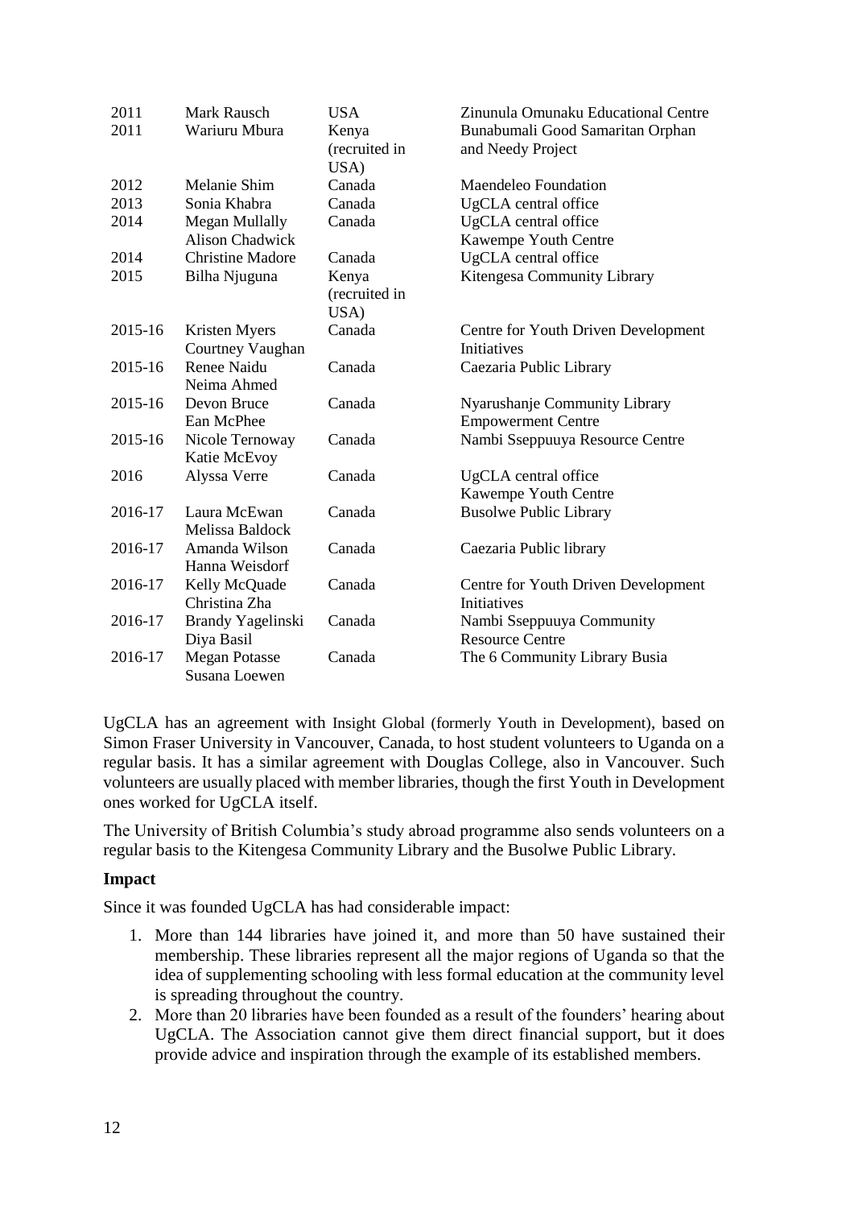| 2011 | Mark Rausch | USA | Zinunula Omunaku Educational Centre |
|---|---|---|---|
| 2011 | Wariuru Mbura | Kenya (recruited in USA) | Bunabumali Good Samaritan Orphan and Needy Project |
| 2012 | Melanie Shim | Canada | Maendeleo Foundation |
| 2013 | Sonia Khabra | Canada | UgCLA central office |
| 2014 | Megan Mullally<br>Alison Chadwick | Canada | UgCLA central office<br>Kawempe Youth Centre |
| 2014 | Christine Madore | Canada | UgCLA central office |
| 2015 | Bilha Njuguna | Kenya (recruited in USA) | Kitengesa Community Library |
| 2015-16 | Kristen Myers<br>Courtney Vaughan | Canada | Centre for Youth Driven Development Initiatives |
| 2015-16 | Renee Naidu<br>Neima Ahmed | Canada | Caezaria Public Library |
| 2015-16 | Devon Bruce<br>Ean McPhee | Canada | Nyarushanje Community Library Empowerment Centre |
| 2015-16 | Nicole Ternoway<br>Katie McEvoy | Canada | Nambi Sseppuuya Resource Centre |
| 2016 | Alyssa Verre | Canada | UgCLA central office<br>Kawempe Youth Centre |
| 2016-17 | Laura McEwan<br>Melissa Baldock | Canada | Busolwe Public Library |
| 2016-17 | Amanda Wilson<br>Hanna Weisdorf | Canada | Caezaria Public library |
| 2016-17 | Kelly McQuade<br>Christina Zha | Canada | Centre for Youth Driven Development Initiatives |
| 2016-17 | Brandy Yagelinski<br>Diya Basil | Canada | Nambi Sseppuuya Community Resource Centre |
| 2016-17 | Megan Potasse<br>Susana Loewen | Canada | The 6 Community Library Busia |

UgCLA has an agreement with Insight Global (formerly Youth in Development), based on Simon Fraser University in Vancouver, Canada, to host student volunteers to Uganda on a regular basis. It has a similar agreement with Douglas College, also in Vancouver. Such volunteers are usually placed with member libraries, though the first Youth in Development ones worked for UgCLA itself.

The University of British Columbia's study abroad programme also sends volunteers on a regular basis to the Kitengesa Community Library and the Busolwe Public Library.

**Impact**

Since it was founded UgCLA has had considerable impact:

1. More than 144 libraries have joined it, and more than 50 have sustained their membership. These libraries represent all the major regions of Uganda so that the idea of supplementing schooling with less formal education at the community level is spreading throughout the country.
2. More than 20 libraries have been founded as a result of the founders' hearing about UgCLA. The Association cannot give them direct financial support, but it does provide advice and inspiration through the example of its established members.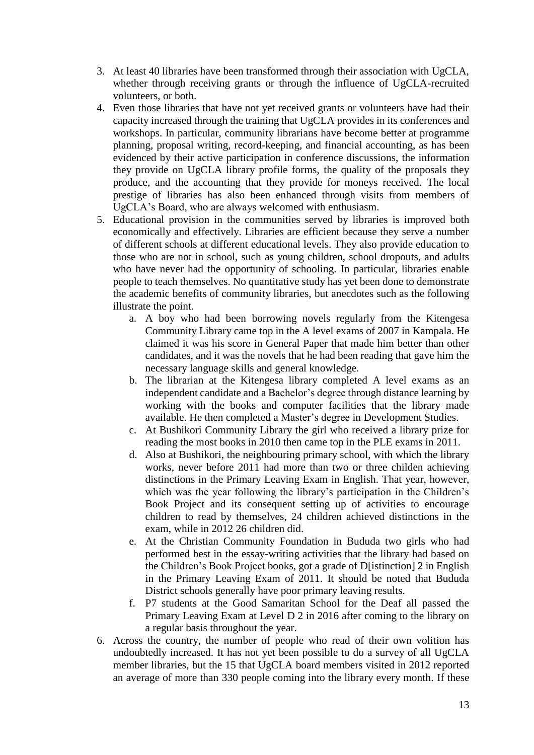3. At least 40 libraries have been transformed through their association with UgCLA, whether through receiving grants or through the influence of UgCLA-recruited volunteers, or both.
4. Even those libraries that have not yet received grants or volunteers have had their capacity increased through the training that UgCLA provides in its conferences and workshops. In particular, community librarians have become better at programme planning, proposal writing, record-keeping, and financial accounting, as has been evidenced by their active participation in conference discussions, the information they provide on UgCLA library profile forms, the quality of the proposals they produce, and the accounting that they provide for moneys received. The local prestige of libraries has also been enhanced through visits from members of UgCLA's Board, who are always welcomed with enthusiasm.
5. Educational provision in the communities served by libraries is improved both economically and effectively. Libraries are efficient because they serve a number of different schools at different educational levels. They also provide education to those who are not in school, such as young children, school dropouts, and adults who have never had the opportunity of schooling. In particular, libraries enable people to teach themselves. No quantitative study has yet been done to demonstrate the academic benefits of community libraries, but anecdotes such as the following illustrate the point.
    a. A boy who had been borrowing novels regularly from the Kitengesa Community Library came top in the A level exams of 2007 in Kampala. He claimed it was his score in General Paper that made him better than other candidates, and it was the novels that he had been reading that gave him the necessary language skills and general knowledge.
    b. The librarian at the Kitengesa library completed A level exams as an independent candidate and a Bachelor's degree through distance learning by working with the books and computer facilities that the library made available. He then completed a Master's degree in Development Studies.
    c. At Bushikori Community Library the girl who received a library prize for reading the most books in 2010 then came top in the PLE exams in 2011.
    d. Also at Bushikori, the neighbouring primary school, with which the library works, never before 2011 had more than two or three childen achieving distinctions in the Primary Leaving Exam in English. That year, however, which was the year following the library's participation in the Children's Book Project and its consequent setting up of activities to encourage children to read by themselves, 24 children achieved distinctions in the exam, while in 2012 26 children did.
    e. At the Christian Community Foundation in Bududa two girls who had performed best in the essay-writing activities that the library had based on the Children's Book Project books, got a grade of D[istinction] 2 in English in the Primary Leaving Exam of 2011. It should be noted that Bududa District schools generally have poor primary leaving results.
    f. P7 students at the Good Samaritan School for the Deaf all passed the Primary Leaving Exam at Level D 2 in 2016 after coming to the library on a regular basis throughout the year.
6. Across the country, the number of people who read of their own volition has undoubtedly increased. It has not yet been possible to do a survey of all UgCLA member libraries, but the 15 that UgCLA board members visited in 2012 reported an average of more than 330 people coming into the library every month. If these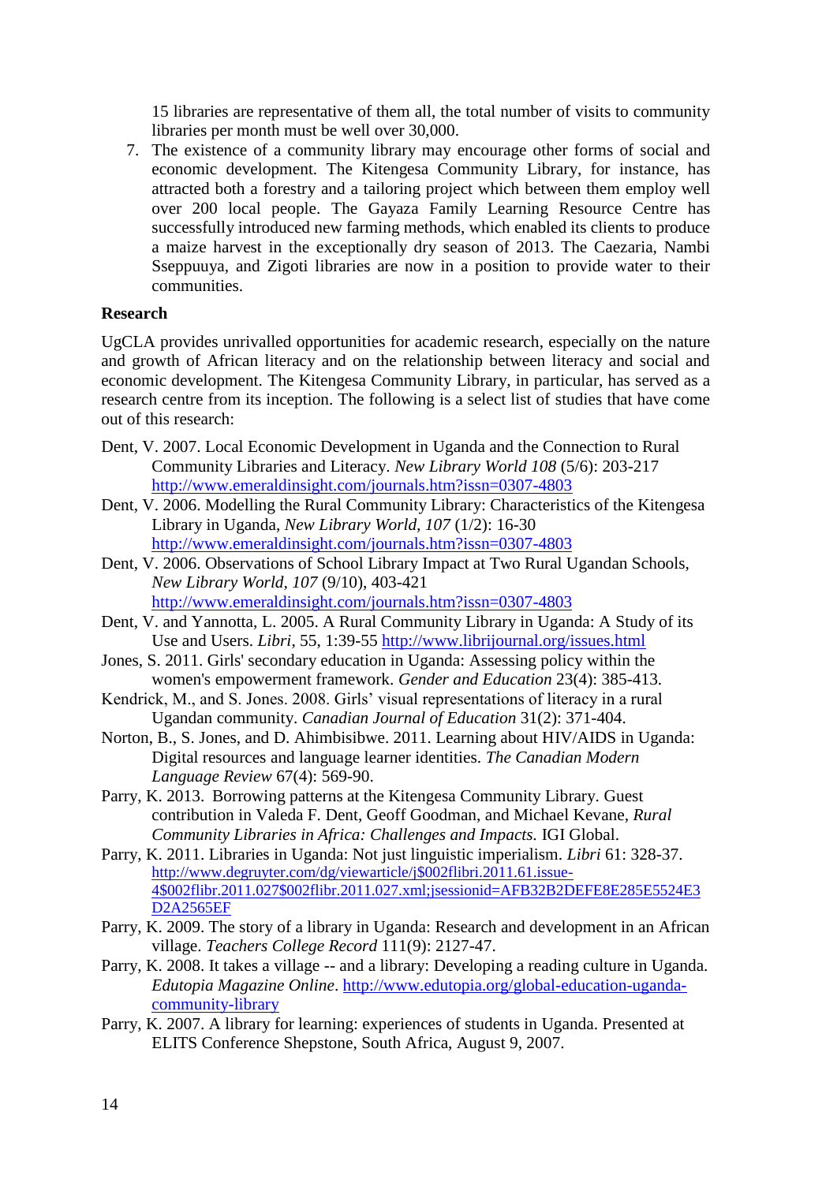15 libraries are representative of them all, the total number of visits to community libraries per month must be well over 30,000.

7. The existence of a community library may encourage other forms of social and economic development. The Kitengesa Community Library, for instance, has attracted both a forestry and a tailoring project which between them employ well over 200 local people. The Gayaza Family Learning Resource Centre has successfully introduced new farming methods, which enabled its clients to produce a maize harvest in the exceptionally dry season of 2013. The Caezaria, Nambi Sseppuuya, and Zigoti libraries are now in a position to provide water to their communities.

**Research**

UgCLA provides unrivalled opportunities for academic research, especially on the nature and growth of African literacy and on the relationship between literacy and social and economic development. The Kitengesa Community Library, in particular, has served as a research centre from its inception. The following is a select list of studies that have come out of this research:

Dent, V. 2007. Local Economic Development in Uganda and the Connection to Rural Community Libraries and Literacy. *New Library World 108* (5/6): 203-217 http://www.emeraldinsight.com/journals.htm?issn=0307-4803

Dent, V. 2006. Modelling the Rural Community Library: Characteristics of the Kitengesa Library in Uganda, *New Library World, 107* (1/2): 16-30 http://www.emeraldinsight.com/journals.htm?issn=0307-4803

Dent, V. 2006. Observations of School Library Impact at Two Rural Ugandan Schools, *New Library World, 107* (9/10), 403-421 http://www.emeraldinsight.com/journals.htm?issn=0307-4803

Dent, V. and Yannotta, L. 2005. A Rural Community Library in Uganda: A Study of its Use and Users. *Libri*, 55, 1:39-55 http://www.librijournal.org/issues.html

Jones, S. 2011. Girls' secondary education in Uganda: Assessing policy within the women's empowerment framework. *Gender and Education* 23(4): 385-413.

Kendrick, M., and S. Jones. 2008. Girls' visual representations of literacy in a rural Ugandan community. *Canadian Journal of Education* 31(2): 371-404.

Norton, B., S. Jones, and D. Ahimbisibwe. 2011. Learning about HIV/AIDS in Uganda: Digital resources and language learner identities. *The Canadian Modern Language Review* 67(4): 569-90.

Parry, K. 2013. Borrowing patterns at the Kitengesa Community Library. Guest contribution in Valeda F. Dent, Geoff Goodman, and Michael Kevane, *Rural Community Libraries in Africa: Challenges and Impacts.* IGI Global.

Parry, K. 2011. Libraries in Uganda: Not just linguistic imperialism. *Libri* 61: 328-37. http://www.degruyter.com/dg/viewarticle/j$002flibri.2011.61.issue-4$002flibr.2011.027$002flibr.2011.027.xml;jsessionid=AFB32B2DEFE8E285E5524E3D2A2565EF

Parry, K. 2009. The story of a library in Uganda: Research and development in an African village. *Teachers College Record* 111(9): 2127-47.

Parry, K. 2008. It takes a village -- and a library: Developing a reading culture in Uganda. *Edutopia Magazine Online*. http://www.edutopia.org/global-education-uganda-community-library

Parry, K. 2007. A library for learning: experiences of students in Uganda. Presented at ELITS Conference Shepstone, South Africa, August 9, 2007.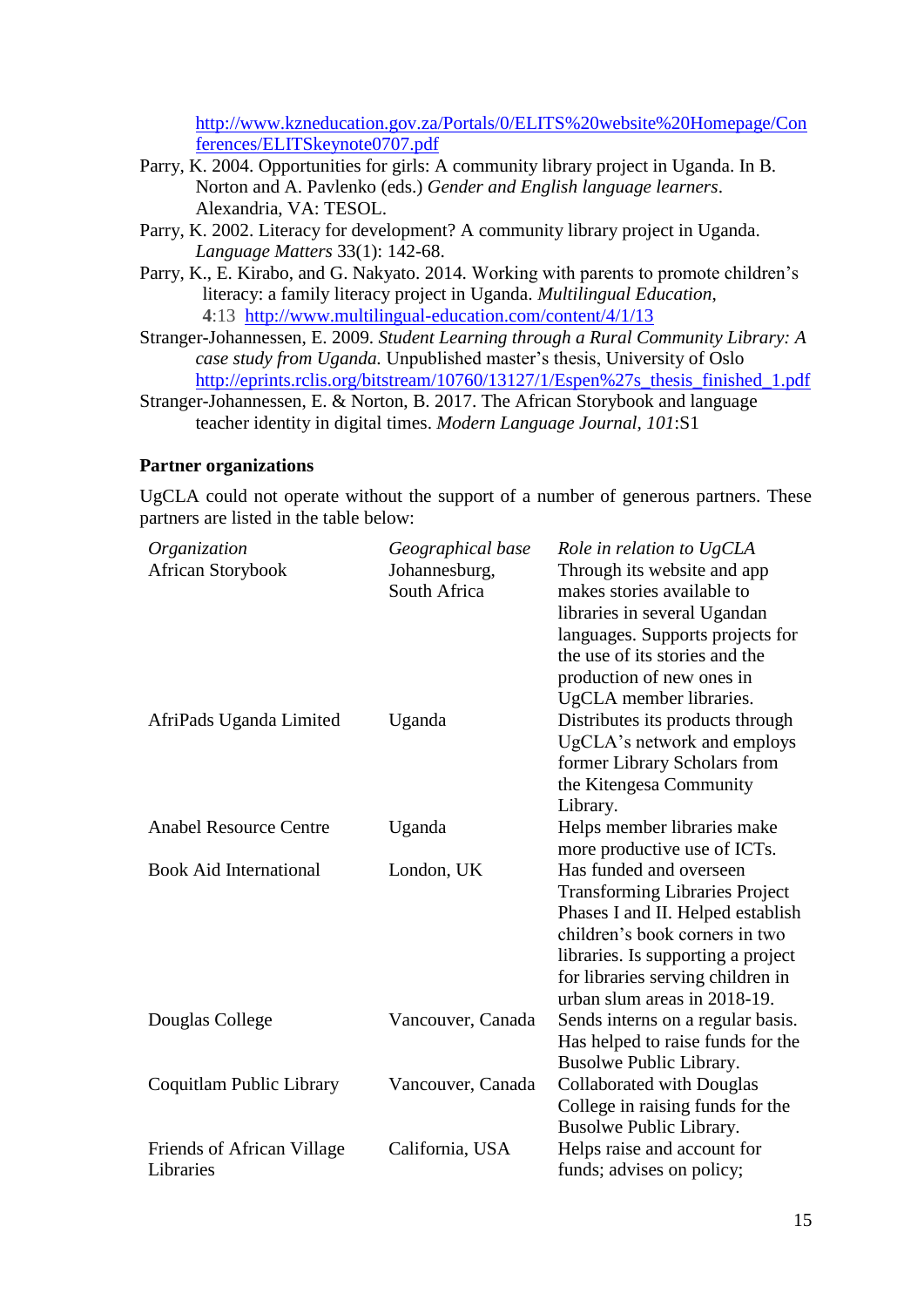http://www.kzneducation.gov.za/Portals/0/ELITS%20website%20Homepage/Conferences/ELITSkeynote0707.pdf

Parry, K. 2004. Opportunities for girls: A community library project in Uganda. In B. Norton and A. Pavlenko (eds.) *Gender and English language learners*. Alexandria, VA: TESOL.

Parry, K. 2002. Literacy for development? A community library project in Uganda. *Language Matters* 33(1): 142-68.

Parry, K., E. Kirabo, and G. Nakyato. 2014. Working with parents to promote children's literacy: a family literacy project in Uganda. *Multilingual Education*, **4**:13 http://www.multilingual-education.com/content/4/1/13

Stranger-Johannessen, E. 2009. *Student Learning through a Rural Community Library: A case study from Uganda.* Unpublished master's thesis, University of Oslo http://eprints.rclis.org/bitstream/10760/13127/1/Espen%27s_thesis_finished_1.pdf

Stranger-Johannessen, E. & Norton, B. 2017. The African Storybook and language teacher identity in digital times. *Modern Language Journal, 101*:S1

**Partner organizations**

UgCLA could not operate without the support of a number of generous partners. These partners are listed in the table below:

| *Organization* | *Geographical base* | *Role in relation to UgCLA* |
|---|---|---|
| African Storybook | Johannesburg, South Africa | Through its website and app makes stories available to libraries in several Ugandan languages. Supports projects for the use of its stories and the production of new ones in UgCLA member libraries. |
| AfriPads Uganda Limited | Uganda | Distributes its products through UgCLA's network and employs former Library Scholars from the Kitengesa Community Library. |
| Anabel Resource Centre | Uganda | Helps member libraries make more productive use of ICTs. |
| Book Aid International | London, UK | Has funded and overseen Transforming Libraries Project Phases I and II. Helped establish children's book corners in two libraries. Is supporting a project for libraries serving children in urban slum areas in 2018-19. |
| Douglas College | Vancouver, Canada | Sends interns on a regular basis. Has helped to raise funds for the Busolwe Public Library. |
| Coquitlam Public Library | Vancouver, Canada | Collaborated with Douglas College in raising funds for the Busolwe Public Library. |
| Friends of African Village Libraries | California, USA | Helps raise and account for funds; advises on policy; |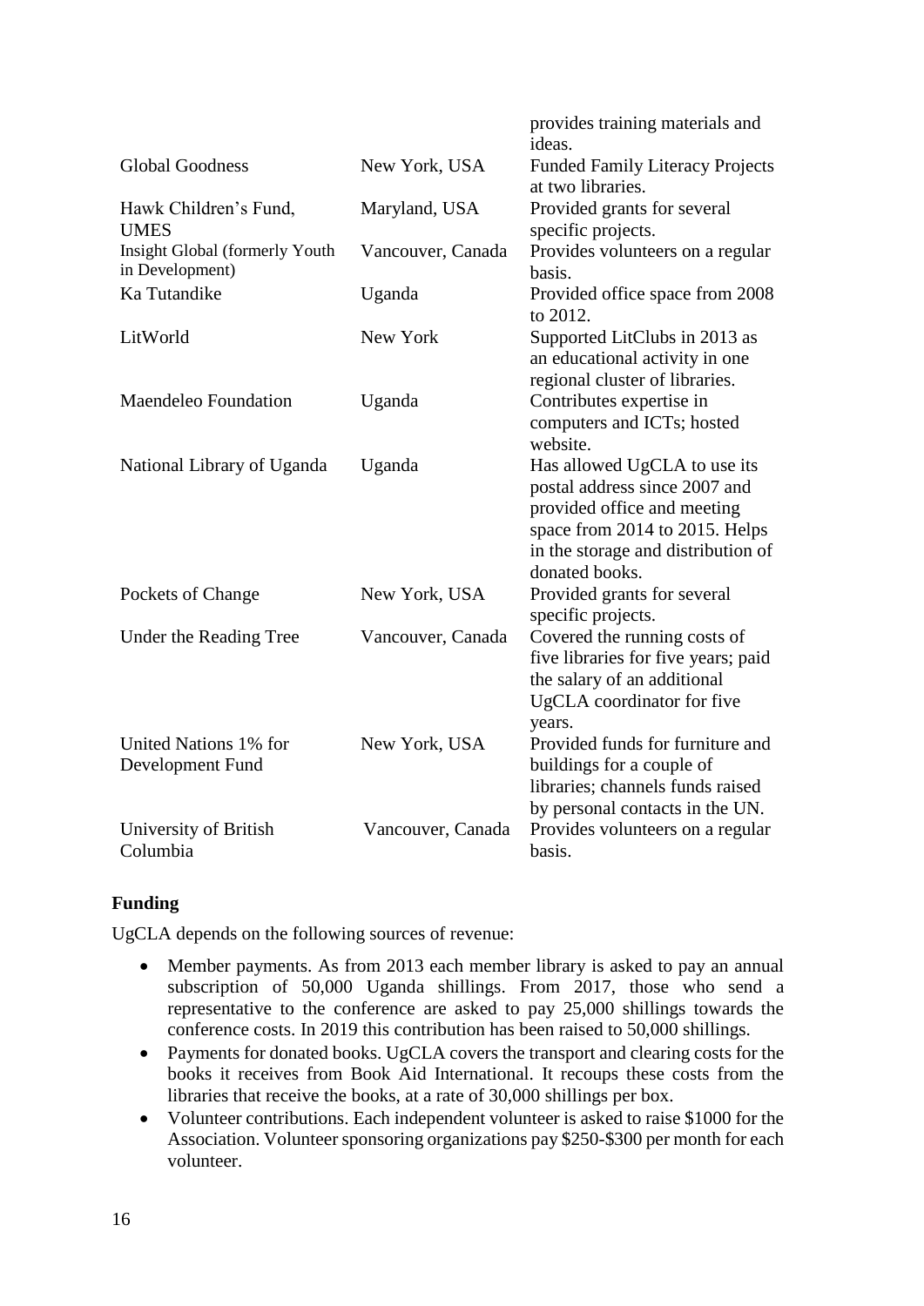|  |  | provides training materials and ideas. |
| --- | --- | --- |
| Global Goodness | New York, USA | Funded Family Literacy Projects at two libraries. |
| Hawk Children's Fund, UMES | Maryland, USA | Provided grants for several specific projects. |
| Insight Global (formerly Youth in Development) | Vancouver, Canada | Provides volunteers on a regular basis. |
| Ka Tutandike | Uganda | Provided office space from 2008 to 2012. |
| LitWorld | New York | Supported LitClubs in 2013 as an educational activity in one regional cluster of libraries. |
| Maendeleo Foundation | Uganda | Contributes expertise in computers and ICTs; hosted website. |
| National Library of Uganda | Uganda | Has allowed UgCLA to use its postal address since 2007 and provided office and meeting space from 2014 to 2015. Helps in the storage and distribution of donated books. |
| Pockets of Change | New York, USA | Provided grants for several specific projects. |
| Under the Reading Tree | Vancouver, Canada | Covered the running costs of five libraries for five years; paid the salary of an additional UgCLA coordinator for five years. |
| United Nations 1% for Development Fund | New York, USA | Provided funds for furniture and buildings for a couple of libraries; channels funds raised by personal contacts in the UN. |
| University of British Columbia | Vancouver, Canada | Provides volunteers on a regular basis. |

**Funding**

UgCLA depends on the following sources of revenue:

- Member payments. As from 2013 each member library is asked to pay an annual subscription of 50,000 Uganda shillings. From 2017, those who send a representative to the conference are asked to pay 25,000 shillings towards the conference costs. In 2019 this contribution has been raised to 50,000 shillings.
- Payments for donated books. UgCLA covers the transport and clearing costs for the books it receives from Book Aid International. It recoups these costs from the libraries that receive the books, at a rate of 30,000 shillings per box.
- Volunteer contributions. Each independent volunteer is asked to raise $1000 for the Association. Volunteer sponsoring organizations pay $250-$300 per month for each volunteer.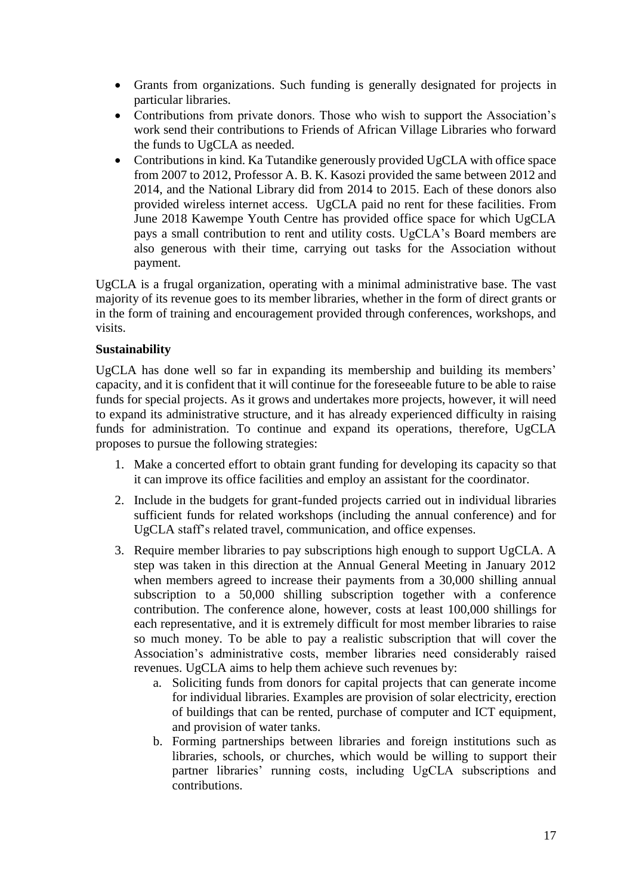- Grants from organizations. Such funding is generally designated for projects in particular libraries.
- Contributions from private donors. Those who wish to support the Association's work send their contributions to Friends of African Village Libraries who forward the funds to UgCLA as needed.
- Contributions in kind. Ka Tutandike generously provided UgCLA with office space from 2007 to 2012, Professor A. B. K. Kasozi provided the same between 2012 and 2014, and the National Library did from 2014 to 2015. Each of these donors also provided wireless internet access. UgCLA paid no rent for these facilities. From June 2018 Kawempe Youth Centre has provided office space for which UgCLA pays a small contribution to rent and utility costs. UgCLA's Board members are also generous with their time, carrying out tasks for the Association without payment.

UgCLA is a frugal organization, operating with a minimal administrative base. The vast majority of its revenue goes to its member libraries, whether in the form of direct grants or in the form of training and encouragement provided through conferences, workshops, and visits.

**Sustainability**

UgCLA has done well so far in expanding its membership and building its members' capacity, and it is confident that it will continue for the foreseeable future to be able to raise funds for special projects. As it grows and undertakes more projects, however, it will need to expand its administrative structure, and it has already experienced difficulty in raising funds for administration. To continue and expand its operations, therefore, UgCLA proposes to pursue the following strategies:

1. Make a concerted effort to obtain grant funding for developing its capacity so that it can improve its office facilities and employ an assistant for the coordinator.
2. Include in the budgets for grant-funded projects carried out in individual libraries sufficient funds for related workshops (including the annual conference) and for UgCLA staff's related travel, communication, and office expenses.
3. Require member libraries to pay subscriptions high enough to support UgCLA. A step was taken in this direction at the Annual General Meeting in January 2012 when members agreed to increase their payments from a 30,000 shilling annual subscription to a 50,000 shilling subscription together with a conference contribution. The conference alone, however, costs at least 100,000 shillings for each representative, and it is extremely difficult for most member libraries to raise so much money. To be able to pay a realistic subscription that will cover the Association's administrative costs, member libraries need considerably raised revenues. UgCLA aims to help them achieve such revenues by:
    a. Soliciting funds from donors for capital projects that can generate income for individual libraries. Examples are provision of solar electricity, erection of buildings that can be rented, purchase of computer and ICT equipment, and provision of water tanks.
    b. Forming partnerships between libraries and foreign institutions such as libraries, schools, or churches, which would be willing to support their partner libraries' running costs, including UgCLA subscriptions and contributions.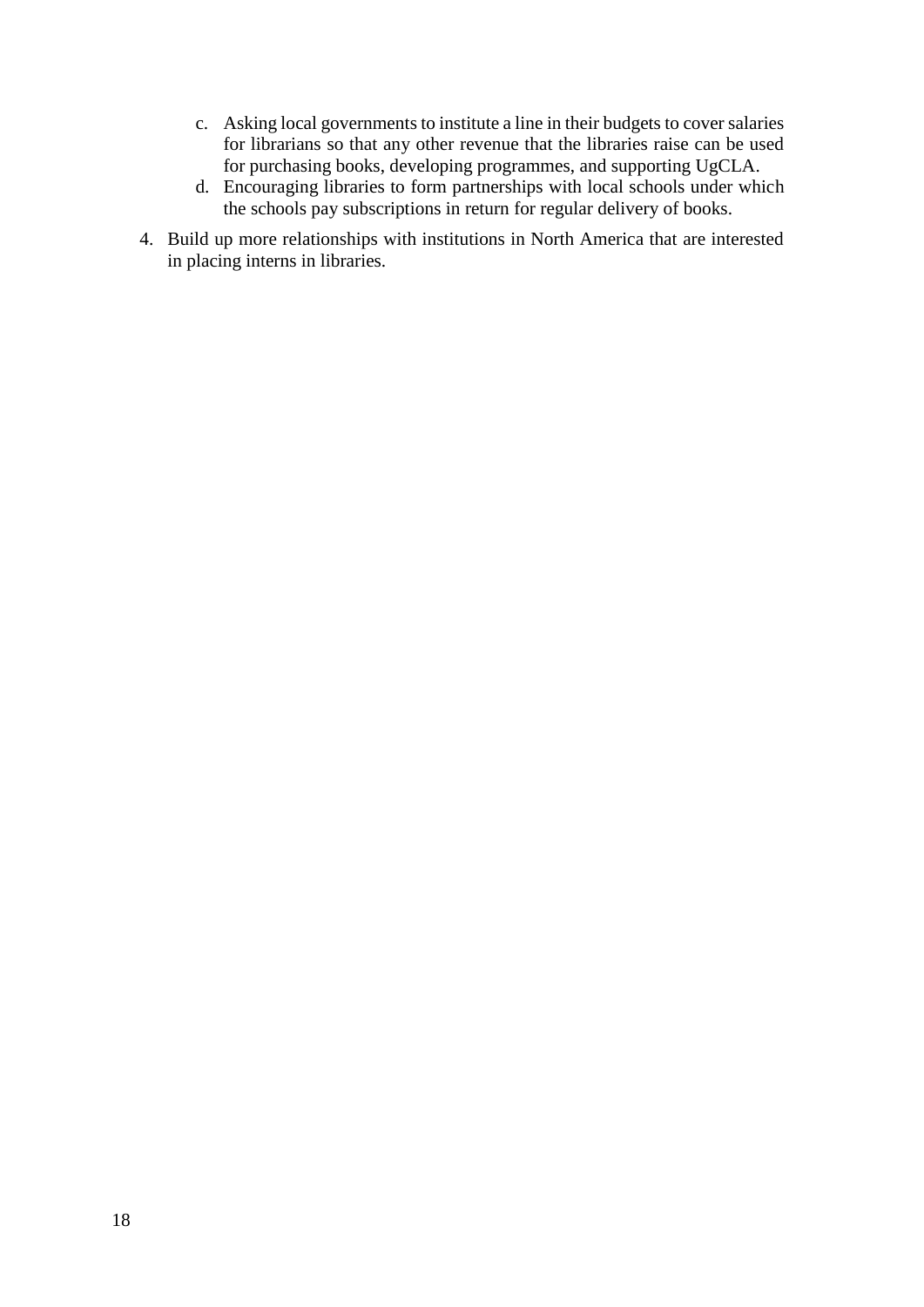c. Asking local governments to institute a line in their budgets to cover salaries for librarians so that any other revenue that the libraries raise can be used for purchasing books, developing programmes, and supporting UgCLA.
   d. Encouraging libraries to form partnerships with local schools under which the schools pay subscriptions in return for regular delivery of books.

4. Build up more relationships with institutions in North America that are interested in placing interns in libraries.